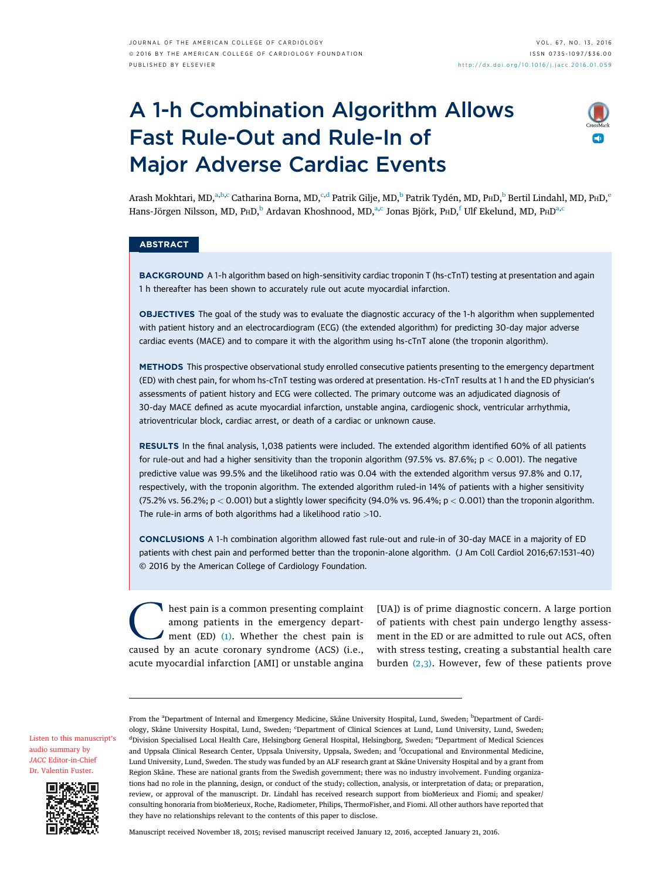# A 1-h Combination Algorithm Allows Fast Rule-Out and Rule-In of Major Adverse Cardiac Events

Arash Mokhtari, MD,[a,b,c] Catharina Borna, MD,[c,d] Patrik Gilje, MD,[b] Patrik Tydén, MD, PhD,[b] Bertil Lindahl, MD, PhD,[e] Hans-Jörgen Nilsson, MD, PhD,[b] Ardavan Khoshnood, MD,[a,c] Jonas Björk, PhD,[f] Ulf Ekelund, MD, PhD[a,c]

## ABSTRACT

**BACKGROUND** A 1-h algorithm based on high-sensitivity cardiac troponin T (hs-cTnT) testing at presentation and again 1 h thereafter has been shown to accurately rule out acute myocardial infarction.

**OBJECTIVES** The goal of the study was to evaluate the diagnostic accuracy of the 1-h algorithm when supplemented with patient history and an electrocardiogram (ECG) (the extended algorithm) for predicting 30-day major adverse cardiac events (MACE) and to compare it with the algorithm using hs-cTnT alone (the troponin algorithm).

**METHODS** This prospective observational study enrolled consecutive patients presenting to the emergency department (ED) with chest pain, for whom hs-cTnT testing was ordered at presentation. Hs-cTnT results at 1 h and the ED physician's assessments of patient history and ECG were collected. The primary outcome was an adjudicated diagnosis of 30-day MACE defined as acute myocardial infarction, unstable angina, cardiogenic shock, ventricular arrhythmia, atrioventricular block, cardiac arrest, or death of a cardiac or unknown cause.

**RESULTS** In the final analysis, 1,038 patients were included. The extended algorithm identified 60% of all patients for rule-out and had a higher sensitivity than the troponin algorithm (97.5% vs. 87.6%; $p < 0.001$). The negative predictive value was 99.5% and the likelihood ratio was 0.04 with the extended algorithm versus 97.8% and 0.17, respectively, with the troponin algorithm. The extended algorithm ruled-in 14% of patients with a higher sensitivity (75.2% vs. 56.2%; $p < 0.001$) but a slightly lower specificity (94.0% vs. 96.4%; $p < 0.001$) than the troponin algorithm. The rule-in arms of both algorithms had a likelihood ratio >10.

**CONCLUSIONS** A 1-h combination algorithm allowed fast rule-out and rule-in of 30-day MACE in a majority of ED patients with chest pain and performed better than the troponin-alone algorithm. (J Am Coll Cardiol 2016;67:1531–40) © 2016 by the American College of Cardiology Foundation.

Chest pain is a common presenting complaint among patients in the emergency department (ED) (1). Whether the chest pain is caused by an acute coronary syndrome (ACS) (i.e., acute myocardial infarction [AMI] or unstable angina [UA]) is of prime diagnostic concern. A large portion of patients with chest pain undergo lengthy assessment in the ED or are admitted to rule out ACS, often with stress testing, creating a substantial health care burden (2,3). However, few of these patients prove

From the [a]Department of Internal and Emergency Medicine, Skåne University Hospital, Lund, Sweden; [b]Department of Cardiology, Skåne University Hospital, Lund, Sweden; [c]Department of Clinical Sciences at Lund, Lund University, Lund, Sweden; [d]Division Specialised Local Health Care, Helsingborg General Hospital, Helsingborg, Sweden; [e]Department of Medical Sciences and Uppsala Clinical Research Center, Uppsala University, Uppsala, Sweden; and [f]Occupational and Environmental Medicine, Lund University, Lund, Sweden. The study was funded by an ALF research grant at Skåne University Hospital and by a grant from Region Skåne. These are national grants from the Swedish government; there was no industry involvement. Funding organizations had no role in the planning, design, or conduct of the study; collection, analysis, or interpretation of data; or preparation, review, or approval of the manuscript. Dr. Lindahl has received research support from bioMerieux and Fiomi; and speaker/consulting honoraria from bioMerieux, Roche, Radiometer, Philips, ThermoFisher, and Fiomi. All other authors have reported that they have no relationships relevant to the contents of this paper to disclose.

Listen to this manuscript's audio summary by *JACC* Editor-in-Chief Dr. Valentin Fuster.

Manuscript received November 18, 2015; revised manuscript received January 12, 2016, accepted January 21, 2016.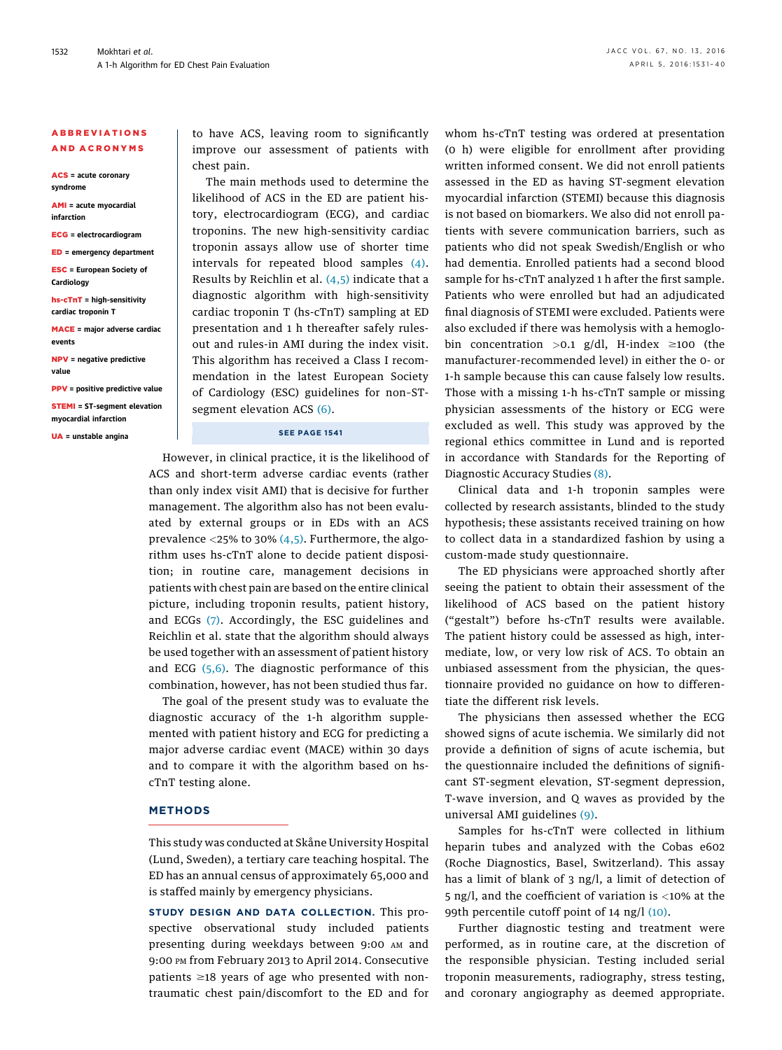**ABBREVIATIONS AND ACRONYMS**

**ACS** = acute coronary syndrome

**AMI** = acute myocardial infarction

**ECG** = electrocardiogram

**ED** = emergency department

**ESC** = European Society of Cardiology

**hs-cTnT** = high-sensitivity cardiac troponin T

**MACE** = major adverse cardiac events

**NPV** = negative predictive value

**PPV** = positive predictive value

**STEMI** = ST-segment elevation myocardial infarction

**UA** = unstable angina

to have ACS, leaving room to significantly improve our assessment of patients with chest pain.

The main methods used to determine the likelihood of ACS in the ED are patient history, electrocardiogram (ECG), and cardiac troponins. The new high-sensitivity cardiac troponin assays allow use of shorter time intervals for repeated blood samples (4). Results by Reichlin et al. (4,5) indicate that a diagnostic algorithm with high-sensitivity cardiac troponin T (hs-cTnT) sampling at ED presentation and 1 h thereafter safely rules-out and rules-in AMI during the index visit. This algorithm has received a Class I recommendation in the latest European Society of Cardiology (ESC) guidelines for non-ST-segment elevation ACS (6).

SEE PAGE 1541

However, in clinical practice, it is the likelihood of ACS and short-term adverse cardiac events (rather than only index visit AMI) that is decisive for further management. The algorithm also has not been evaluated by external groups or in EDs with an ACS prevalence <25% to 30% (4,5). Furthermore, the algorithm uses hs-cTnT alone to decide patient disposition; in routine care, management decisions in patients with chest pain are based on the entire clinical picture, including troponin results, patient history, and ECGs (7). Accordingly, the ESC guidelines and Reichlin et al. state that the algorithm should always be used together with an assessment of patient history and ECG (5,6). The diagnostic performance of this combination, however, has not been studied thus far.

The goal of the present study was to evaluate the diagnostic accuracy of the 1-h algorithm supplemented with patient history and ECG for predicting a major adverse cardiac event (MACE) within 30 days and to compare it with the algorithm based on hs-cTnT testing alone.

## METHODS

This study was conducted at Skåne University Hospital (Lund, Sweden), a tertiary care teaching hospital. The ED has an annual census of approximately 65,000 and is staffed mainly by emergency physicians.

**STUDY DESIGN AND DATA COLLECTION.** This prospective observational study included patients presenting during weekdays between 9:00 AM and 9:00 PM from February 2013 to April 2014. Consecutive patients ≥18 years of age who presented with non-traumatic chest pain/discomfort to the ED and for whom hs-cTnT testing was ordered at presentation (0 h) were eligible for enrollment after providing written informed consent. We did not enroll patients assessed in the ED as having ST-segment elevation myocardial infarction (STEMI) because this diagnosis is not based on biomarkers. We also did not enroll patients with severe communication barriers, such as patients who did not speak Swedish/English or who had dementia. Enrolled patients had a second blood sample for hs-cTnT analyzed 1 h after the first sample. Patients who were enrolled but had an adjudicated final diagnosis of STEMI were excluded. Patients were also excluded if there was hemolysis with a hemoglobin concentration >0.1 g/dl, H-index ≥100 (the manufacturer-recommended level) in either the 0- or 1-h sample because this can cause falsely low results. Those with a missing 1-h hs-cTnT sample or missing physician assessments of the history or ECG were excluded as well. This study was approved by the regional ethics committee in Lund and is reported in accordance with Standards for the Reporting of Diagnostic Accuracy Studies (8).

Clinical data and 1-h troponin samples were collected by research assistants, blinded to the study hypothesis; these assistants received training on how to collect data in a standardized fashion by using a custom-made study questionnaire.

The ED physicians were approached shortly after seeing the patient to obtain their assessment of the likelihood of ACS based on the patient history ("gestalt") before hs-cTnT results were available. The patient history could be assessed as high, intermediate, low, or very low risk of ACS. To obtain an unbiased assessment from the physician, the questionnaire provided no guidance on how to differentiate the different risk levels.

The physicians then assessed whether the ECG showed signs of acute ischemia. We similarly did not provide a definition of signs of acute ischemia, but the questionnaire included the definitions of significant ST-segment elevation, ST-segment depression, T-wave inversion, and Q waves as provided by the universal AMI guidelines (9).

Samples for hs-cTnT were collected in lithium heparin tubes and analyzed with the Cobas e602 (Roche Diagnostics, Basel, Switzerland). This assay has a limit of blank of 3 ng/l, a limit of detection of 5 ng/l, and the coefficient of variation is <10% at the 99th percentile cutoff point of 14 ng/l (10).

Further diagnostic testing and treatment were performed, as in routine care, at the discretion of the responsible physician. Testing included serial troponin measurements, radiography, stress testing, and coronary angiography as deemed appropriate.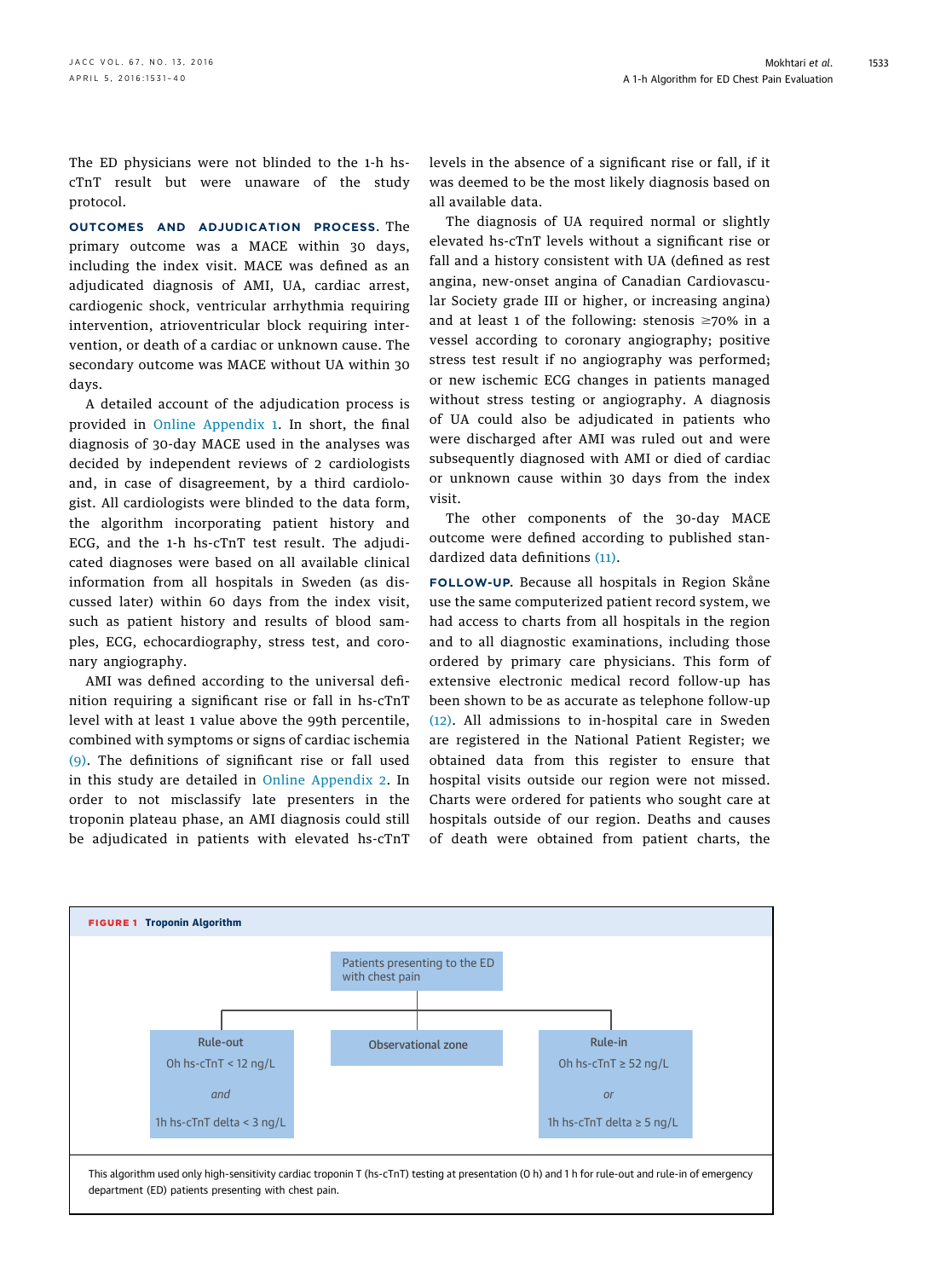The ED physicians were not blinded to the 1-h hs-cTnT result but were unaware of the study protocol.

**OUTCOMES AND ADJUDICATION PROCESS.** The primary outcome was a MACE within 30 days, including the index visit. MACE was defined as an adjudicated diagnosis of AMI, UA, cardiac arrest, cardiogenic shock, ventricular arrhythmia requiring intervention, atrioventricular block requiring intervention, or death of a cardiac or unknown cause. The secondary outcome was MACE without UA within 30 days.

A detailed account of the adjudication process is provided in Online Appendix 1. In short, the final diagnosis of 30-day MACE used in the analyses was decided by independent reviews of 2 cardiologists and, in case of disagreement, by a third cardiologist. All cardiologists were blinded to the data form, the algorithm incorporating patient history and ECG, and the 1-h hs-cTnT test result. The adjudicated diagnoses were based on all available clinical information from all hospitals in Sweden (as discussed later) within 60 days from the index visit, such as patient history and results of blood samples, ECG, echocardiography, stress test, and coronary angiography.

AMI was defined according to the universal definition requiring a significant rise or fall in hs-cTnT level with at least 1 value above the 99th percentile, combined with symptoms or signs of cardiac ischemia (9). The definitions of significant rise or fall used in this study are detailed in Online Appendix 2. In order to not misclassify late presenters in the troponin plateau phase, an AMI diagnosis could still be adjudicated in patients with elevated hs-cTnT levels in the absence of a significant rise or fall, if it was deemed to be the most likely diagnosis based on all available data.

The diagnosis of UA required normal or slightly elevated hs-cTnT levels without a significant rise or fall and a history consistent with UA (defined as rest angina, new-onset angina of Canadian Cardiovascular Society grade III or higher, or increasing angina) and at least 1 of the following: stenosis ≥70% in a vessel according to coronary angiography; positive stress test result if no angiography was performed; or new ischemic ECG changes in patients managed without stress testing or angiography. A diagnosis of UA could also be adjudicated in patients who were discharged after AMI was ruled out and were subsequently diagnosed with AMI or died of cardiac or unknown cause within 30 days from the index visit.

The other components of the 30-day MACE outcome were defined according to published standardized data definitions (11).

**FOLLOW-UP.** Because all hospitals in Region Skåne use the same computerized patient record system, we had access to charts from all hospitals in the region and to all diagnostic examinations, including those ordered by primary care physicians. This form of extensive electronic medical record follow-up has been shown to be as accurate as telephone follow-up (12). All admissions to in-hospital care in Sweden are registered in the National Patient Register; we obtained data from this register to ensure that hospital visits outside our region were not missed. Charts were ordered for patients who sought care at hospitals outside of our region. Deaths and causes of death were obtained from patient charts, the

**FIGURE 1** Troponin Algorithm

Patients presenting to the ED with chest pain

| Rule-out | Observational zone | Rule-in |
|---|---|---|
| 0h hs-cTnT < 12 ng/L *and* 1h hs-cTnT delta < 3 ng/L | | 0h hs-cTnT ≥ 52 ng/L *or* 1h hs-cTnT delta ≥ 5 ng/L |

This algorithm used only high-sensitivity cardiac troponin T (hs-cTnT) testing at presentation (0 h) and 1 h for rule-out and rule-in of emergency department (ED) patients presenting with chest pain.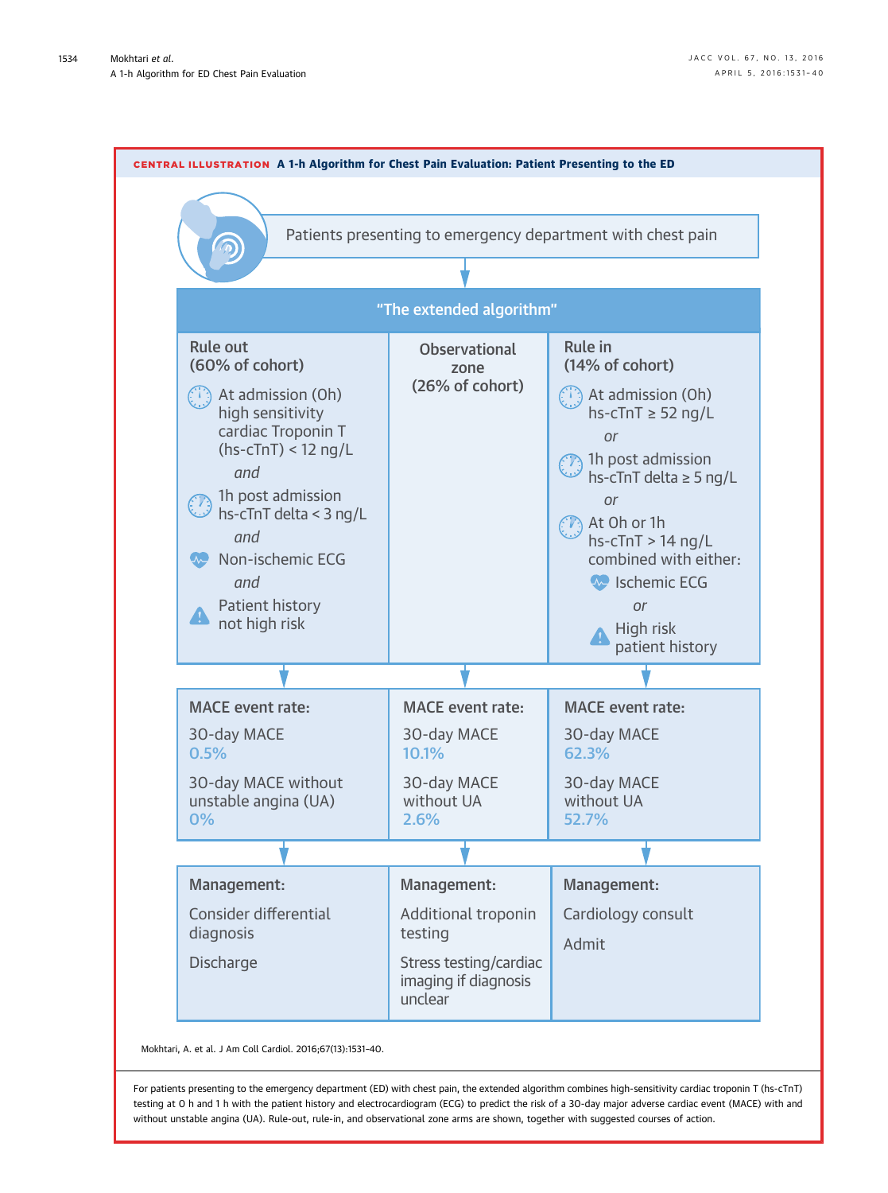**CENTRAL ILLUSTRATION** **A 1-h Algorithm for Chest Pain Evaluation: Patient Presenting to the ED**

Patients presenting to emergency department with chest pain

"The extended algorithm"

| Rule out (60% of cohort) | Observational zone (26% of cohort) | Rule in (14% of cohort) |
|---|---|---|
| At admission (0h) high sensitivity cardiac Troponin T (hs-cTnT) < 12 ng/L *and* 1h post admission hs-cTnT delta < 3 ng/L *and* Non-ischemic ECG *and* Patient history not high risk | | At admission (0h) hs-cTnT ≥ 52 ng/L *or* 1h post admission hs-cTnT delta ≥ 5 ng/L *or* At 0h or 1h hs-cTnT > 14 ng/L combined with either: Ischemic ECG *or* High risk patient history |
| **MACE event rate:** 30-day MACE 0.5%; 30-day MACE without unstable angina (UA) 0% | **MACE event rate:** 30-day MACE 10.1%; 30-day MACE without UA 2.6% | **MACE event rate:** 30-day MACE 62.3%; 30-day MACE without UA 52.7% |
| **Management:** Consider differential diagnosis; Discharge | **Management:** Additional troponin testing; Stress testing/cardiac imaging if diagnosis unclear | **Management:** Cardiology consult; Admit |

Mokhtari, A. et al. J Am Coll Cardiol. 2016;67(13):1531–40.

For patients presenting to the emergency department (ED) with chest pain, the extended algorithm combines high-sensitivity cardiac troponin T (hs-cTnT) testing at 0 h and 1 h with the patient history and electrocardiogram (ECG) to predict the risk of a 30-day major adverse cardiac event (MACE) with and without unstable angina (UA). Rule-out, rule-in, and observational zone arms are shown, together with suggested courses of action.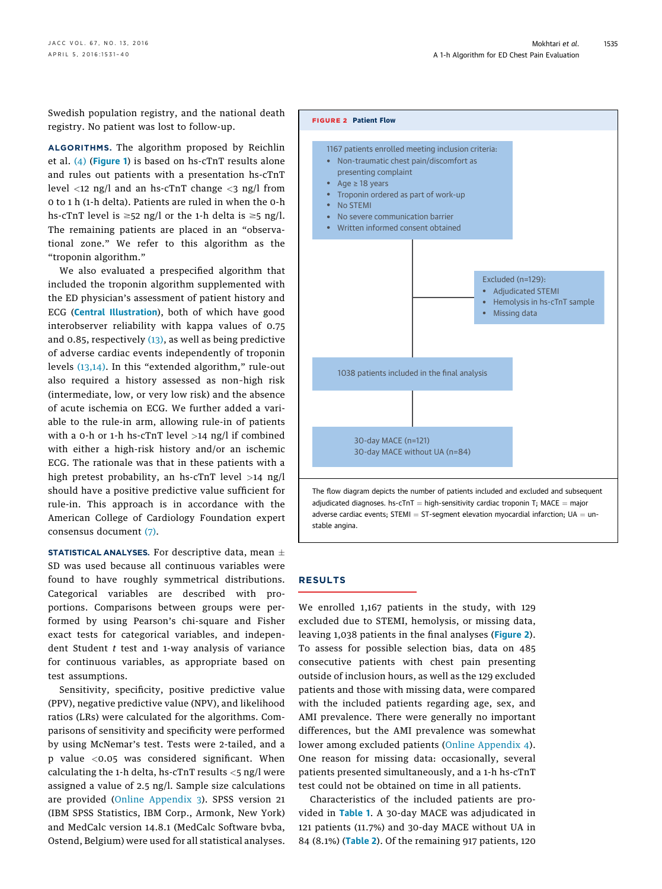Swedish population registry, and the national death registry. No patient was lost to follow-up.

**ALGORITHMS.** The algorithm proposed by Reichlin et al. (4) (Figure 1) is based on hs-cTnT results alone and rules out patients with a presentation hs-cTnT level <12 ng/l and an hs-cTnT change <3 ng/l from 0 to 1 h (1-h delta). Patients are ruled in when the 0-h hs-cTnT level is ≥52 ng/l or the 1-h delta is ≥5 ng/l. The remaining patients are placed in an "observational zone." We refer to this algorithm as the "troponin algorithm."

We also evaluated a prespecified algorithm that included the troponin algorithm supplemented with the ED physician's assessment of patient history and ECG (Central Illustration), both of which have good interobserver reliability with kappa values of 0.75 and 0.85, respectively (13), as well as being predictive of adverse cardiac events independently of troponin levels (13,14). In this "extended algorithm," rule-out also required a history assessed as non-high risk (intermediate, low, or very low risk) and the absence of acute ischemia on ECG. We further added a variable to the rule-in arm, allowing rule-in of patients with a 0-h or 1-h hs-cTnT level >14 ng/l if combined with either a high-risk history and/or an ischemic ECG. The rationale was that in these patients with a high pretest probability, an hs-cTnT level >14 ng/l should have a positive predictive value sufficient for rule-in. This approach is in accordance with the American College of Cardiology Foundation expert consensus document (7).

**STATISTICAL ANALYSES.** For descriptive data, mean ± SD was used because all continuous variables were found to have roughly symmetrical distributions. Categorical variables are described with proportions. Comparisons between groups were performed by using Pearson's chi-square and Fisher exact tests for categorical variables, and independent Student *t* test and 1-way analysis of variance for continuous variables, as appropriate based on test assumptions.

Sensitivity, specificity, positive predictive value (PPV), negative predictive value (NPV), and likelihood ratios (LRs) were calculated for the algorithms. Comparisons of sensitivity and specificity were performed by using McNemar's test. Tests were 2-tailed, and a p value <0.05 was considered significant. When calculating the 1-h delta, hs-cTnT results <5 ng/l were assigned a value of 2.5 ng/l. Sample size calculations are provided (Online Appendix 3). SPSS version 21 (IBM SPSS Statistics, IBM Corp., Armonk, New York) and MedCalc version 14.8.1 (MedCalc Software bvba, Ostend, Belgium) were used for all statistical analyses.

**FIGURE 2** Patient Flow

1167 patients enrolled meeting inclusion criteria:
- Non-traumatic chest pain/discomfort as presenting complaint
- Age ≥ 18 years
- Troponin ordered as part of work-up
- No STEMI
- No severe communication barrier
- Written informed consent obtained

Excluded (n=129):
- Adjudicated STEMI
- Hemolysis in hs-cTnT sample
- Missing data

1038 patients included in the final analysis

30-day MACE (n=121)
30-day MACE without UA (n=84)

The flow diagram depicts the number of patients included and excluded and subsequent adjudicated diagnoses. hs-cTnT = high-sensitivity cardiac troponin T; MACE = major adverse cardiac events; STEMI = ST-segment elevation myocardial infarction; UA = unstable angina.

## RESULTS

We enrolled 1,167 patients in the study, with 129 excluded due to STEMI, hemolysis, or missing data, leaving 1,038 patients in the final analyses (Figure 2). To assess for possible selection bias, data on 485 consecutive patients with chest pain presenting outside of inclusion hours, as well as the 129 excluded patients and those with missing data, were compared with the included patients regarding age, sex, and AMI prevalence. There were generally no important differences, but the AMI prevalence was somewhat lower among excluded patients (Online Appendix 4). One reason for missing data: occasionally, several patients presented simultaneously, and a 1-h hs-cTnT test could not be obtained on time in all patients.

Characteristics of the included patients are provided in Table 1. A 30-day MACE was adjudicated in 121 patients (11.7%) and 30-day MACE without UA in 84 (8.1%) (Table 2). Of the remaining 917 patients, 120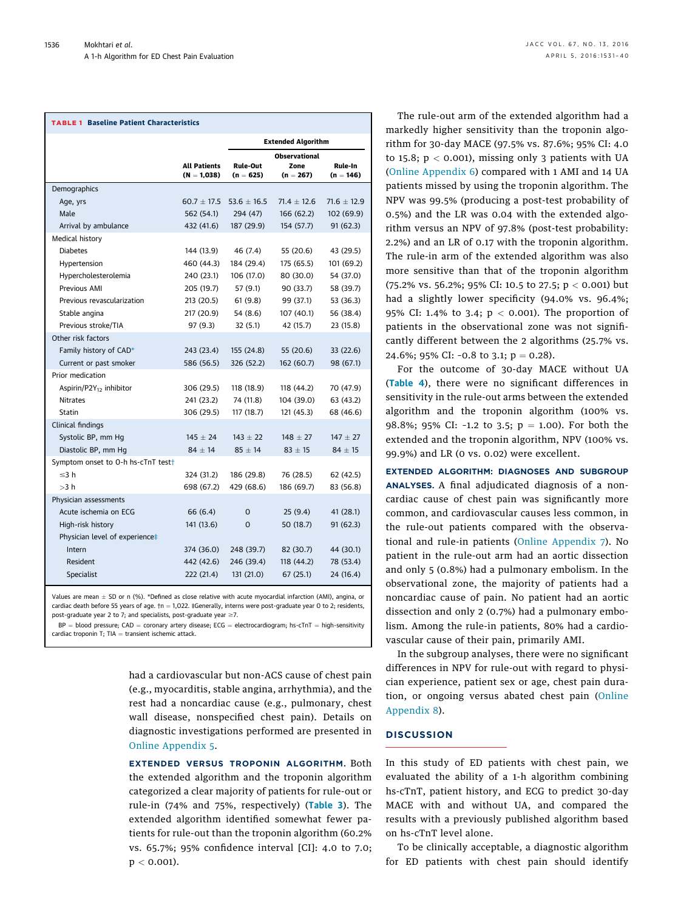**TABLE 1 Baseline Patient Characteristics**

| | All Patients (N = 1,038) | Extended Algorithm | | |
|---|---|---|---|---|
| | | Rule-Out (n = 625) | Observational Zone (n = 267) | Rule-In (n = 146) |
| **Demographics** | | | | |
| Age, yrs | 60.7 ± 17.5 | 53.6 ± 16.5 | 71.4 ± 12.6 | 71.6 ± 12.9 |
| Male | 562 (54.1) | 294 (47) | 166 (62.2) | 102 (69.9) |
| Arrival by ambulance | 432 (41.6) | 187 (29.9) | 154 (57.7) | 91 (62.3) |
| **Medical history** | | | | |
| Diabetes | 144 (13.9) | 46 (7.4) | 55 (20.6) | 43 (29.5) |
| Hypertension | 460 (44.3) | 184 (29.4) | 175 (65.5) | 101 (69.2) |
| Hypercholesterolemia | 240 (23.1) | 106 (17.0) | 80 (30.0) | 54 (37.0) |
| Previous AMI | 205 (19.7) | 57 (9.1) | 90 (33.7) | 58 (39.7) |
| Previous revascularization | 213 (20.5) | 61 (9.8) | 99 (37.1) | 53 (36.3) |
| Stable angina | 217 (20.9) | 54 (8.6) | 107 (40.1) | 56 (38.4) |
| Previous stroke/TIA | 97 (9.3) | 32 (5.1) | 42 (15.7) | 23 (15.8) |
| **Other risk factors** | | | | |
| Family history of CAD* | 243 (23.4) | 155 (24.8) | 55 (20.6) | 33 (22.6) |
| Current or past smoker | 586 (56.5) | 326 (52.2) | 162 (60.7) | 98 (67.1) |
| **Prior medication** | | | | |
| Aspirin/P2Y$_{12}$ inhibitor | 306 (29.5) | 118 (18.9) | 118 (44.2) | 70 (47.9) |
| Nitrates | 241 (23.2) | 74 (11.8) | 104 (39.0) | 63 (43.2) |
| Statin | 306 (29.5) | 117 (18.7) | 121 (45.3) | 68 (46.6) |
| **Clinical findings** | | | | |
| Systolic BP, mm Hg | 145 ± 24 | 143 ± 22 | 148 ± 27 | 147 ± 27 |
| Diastolic BP, mm Hg | 84 ± 14 | 85 ± 14 | 83 ± 15 | 84 ± 15 |
| **Symptom onset to 0-h hs-cTnT test†** | | | | |
| ≤3 h | 324 (31.2) | 186 (29.8) | 76 (28.5) | 62 (42.5) |
| >3 h | 698 (67.2) | 429 (68.6) | 186 (69.7) | 83 (56.8) |
| **Physician assessments** | | | | |
| Acute ischemia on ECG | 66 (6.4) | 0 | 25 (9.4) | 41 (28.1) |
| High-risk history | 141 (13.6) | 0 | 50 (18.7) | 91 (62.3) |
| Physician level of experience‡ | | | | |
| Intern | 374 (36.0) | 248 (39.7) | 82 (30.7) | 44 (30.1) |
| Resident | 442 (42.6) | 246 (39.4) | 118 (44.2) | 78 (53.4) |
| Specialist | 222 (21.4) | 131 (21.0) | 67 (25.1) | 24 (16.4) |

Values are mean ± SD or n (%). *Defined as close relative with acute myocardial infarction (AMI), angina, or cardiac death before 55 years of age. †n = 1,022. ‡Generally, interns were post-graduate year 0 to 2; residents, post-graduate year 2 to 7; and specialists, post-graduate year ≥7.

BP = blood pressure; CAD = coronary artery disease; ECG = electrocardiogram; hs-cTnT = high-sensitivity cardiac troponin T; TIA = transient ischemic attack.

had a cardiovascular but non-ACS cause of chest pain (e.g., myocarditis, stable angina, arrhythmia), and the rest had a noncardiac cause (e.g., pulmonary, chest wall disease, nonspecified chest pain). Details on diagnostic investigations performed are presented in Online Appendix 5.

**EXTENDED VERSUS TROPONIN ALGORITHM.** Both the extended algorithm and the troponin algorithm categorized a clear majority of patients for rule-out or rule-in (74% and 75%, respectively) (Table 3). The extended algorithm identified somewhat fewer patients for rule-out than the troponin algorithm (60.2% vs. 65.7%; 95% confidence interval [CI]: 4.0 to 7.0; $p < 0.001$).

The rule-out arm of the extended algorithm had a markedly higher sensitivity than the troponin algorithm for 30-day MACE (97.5% vs. 87.6%; 95% CI: 4.0 to 15.8; $p < 0.001$), missing only 3 patients with UA (Online Appendix 6) compared with 1 AMI and 14 UA patients missed by using the troponin algorithm. The NPV was 99.5% (producing a post-test probability of 0.5%) and the LR was 0.04 with the extended algorithm versus an NPV of 97.8% (post-test probability: 2.2%) and an LR of 0.17 with the troponin algorithm. The rule-in arm of the extended algorithm was also more sensitive than that of the troponin algorithm (75.2% vs. 56.2%; 95% CI: 10.5 to 27.5; $p < 0.001$) but had a slightly lower specificity (94.0% vs. 96.4%; 95% CI: 1.4% to 3.4; $p < 0.001$). The proportion of patients in the observational zone was not significantly different between the 2 algorithms (25.7% vs. 24.6%; 95% CI: -0.8 to 3.1; $p = 0.28$).

For the outcome of 30-day MACE without UA (Table 4), there were no significant differences in sensitivity in the rule-out arms between the extended algorithm and the troponin algorithm (100% vs. 98.8%; 95% CI: -1.2 to 3.5; $p = 1.00$). For both the extended and the troponin algorithm, NPV (100% vs. 99.9%) and LR (0 vs. 0.02) were excellent.

**EXTENDED ALGORITHM: DIAGNOSES AND SUBGROUP ANALYSES.** A final adjudicated diagnosis of a noncardiac cause of chest pain was significantly more common, and cardiovascular causes less common, in the rule-out patients compared with the observational and rule-in patients (Online Appendix 7). No patient in the rule-out arm had an aortic dissection and only 5 (0.8%) had a pulmonary embolism. In the observational zone, the majority of patients had a noncardiac cause of pain. No patient had an aortic dissection and only 2 (0.7%) had a pulmonary embolism. Among the rule-in patients, 80% had a cardiovascular cause of their pain, primarily AMI.

In the subgroup analyses, there were no significant differences in NPV for rule-out with regard to physician experience, patient sex or age, chest pain duration, or ongoing versus abated chest pain (Online Appendix 8).

## DISCUSSION

In this study of ED patients with chest pain, we evaluated the ability of a 1-h algorithm combining hs-cTnT, patient history, and ECG to predict 30-day MACE with and without UA, and compared the results with a previously published algorithm based on hs-cTnT level alone.

To be clinically acceptable, a diagnostic algorithm for ED patients with chest pain should identify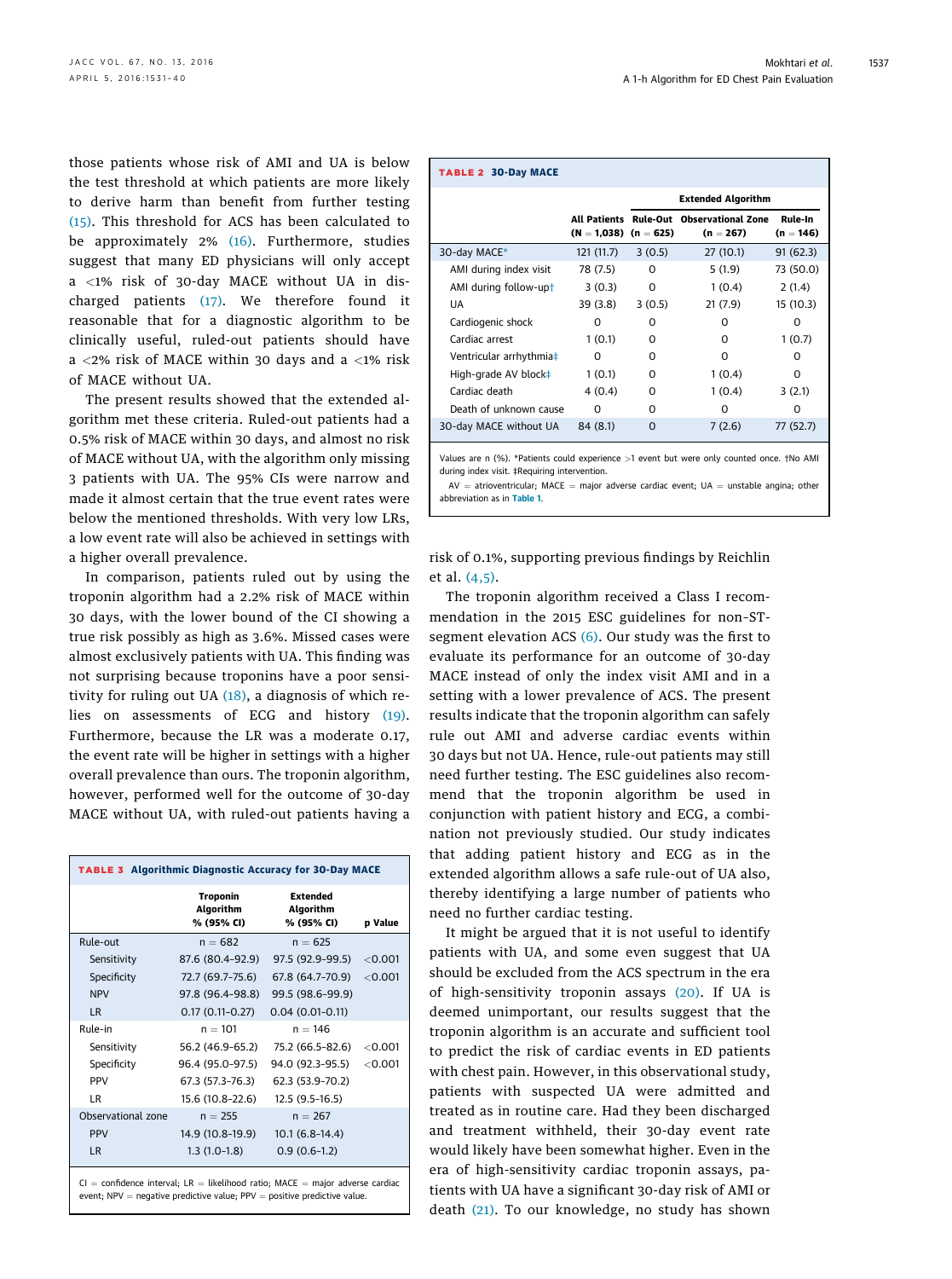those patients whose risk of AMI and UA is below the test threshold at which patients are more likely to derive harm than benefit from further testing (15). This threshold for ACS has been calculated to be approximately 2% (16). Furthermore, studies suggest that many ED physicians will only accept a <1% risk of 30-day MACE without UA in discharged patients (17). We therefore found it reasonable that for a diagnostic algorithm to be clinically useful, ruled-out patients should have a <2% risk of MACE within 30 days and a <1% risk of MACE without UA.

The present results showed that the extended algorithm met these criteria. Ruled-out patients had a 0.5% risk of MACE within 30 days, and almost no risk of MACE without UA, with the algorithm only missing 3 patients with UA. The 95% CIs were narrow and made it almost certain that the true event rates were below the mentioned thresholds. With very low LRs, a low event rate will also be achieved in settings with a higher overall prevalence.

In comparison, patients ruled out by using the troponin algorithm had a 2.2% risk of MACE within 30 days, with the lower bound of the CI showing a true risk possibly as high as 3.6%. Missed cases were almost exclusively patients with UA. This finding was not surprising because troponins have a poor sensitivity for ruling out UA (18), a diagnosis of which relies on assessments of ECG and history (19). Furthermore, because the LR was a moderate 0.17, the event rate will be higher in settings with a higher overall prevalence than ours. The troponin algorithm, however, performed well for the outcome of 30-day MACE without UA, with ruled-out patients having a risk of 0.1%, supporting previous findings by Reichlin et al. (4,5).

**TABLE 2 30-Day MACE**

| | All Patients (N = 1,038) | Extended Algorithm Rule-Out (n = 625) | Extended Algorithm Observational Zone (n = 267) | Extended Algorithm Rule-In (n = 146) |
|---|---|---|---|---|
| 30-day MACE* | 121 (11.7) | 3 (0.5) | 27 (10.1) | 91 (62.3) |
| AMI during index visit | 78 (7.5) | 0 | 5 (1.9) | 73 (50.0) |
| AMI during follow-up† | 3 (0.3) | 0 | 1 (0.4) | 2 (1.4) |
| UA | 39 (3.8) | 3 (0.5) | 21 (7.9) | 15 (10.3) |
| Cardiogenic shock | 0 | 0 | 0 | 0 |
| Cardiac arrest | 1 (0.1) | 0 | 0 | 1 (0.7) |
| Ventricular arrhythmia‡ | 0 | 0 | 0 | 0 |
| High-grade AV block‡ | 1 (0.1) | 0 | 1 (0.4) | 0 |
| Cardiac death | 4 (0.4) | 0 | 1 (0.4) | 3 (2.1) |
| Death of unknown cause | 0 | 0 | 0 | 0 |
| 30-day MACE without UA | 84 (8.1) | 0 | 7 (2.6) | 77 (52.7) |

Values are n (%). *Patients could experience >1 event but were only counted once. †No AMI during index visit. ‡Requiring intervention.
AV = atrioventricular; MACE = major adverse cardiac event; UA = unstable angina; other abbreviation as in Table 1.

**TABLE 3 Algorithmic Diagnostic Accuracy for 30-Day MACE**

| | Troponin Algorithm % (95% CI) | Extended Algorithm % (95% CI) | p Value |
|---|---|---|---|
| Rule-out | n = 682 | n = 625 | |
| Sensitivity | 87.6 (80.4–92.9) | 97.5 (92.9–99.5) | <0.001 |
| Specificity | 72.7 (69.7–75.6) | 67.8 (64.7–70.9) | <0.001 |
| NPV | 97.8 (96.4–98.8) | 99.5 (98.6–99.9) | |
| LR | 0.17 (0.11–0.27) | 0.04 (0.01–0.11) | |
| Rule-in | n = 101 | n = 146 | |
| Sensitivity | 56.2 (46.9–65.2) | 75.2 (66.5–82.6) | <0.001 |
| Specificity | 96.4 (95.0–97.5) | 94.0 (92.3–95.5) | <0.001 |
| PPV | 67.3 (57.3–76.3) | 62.3 (53.9–70.2) | |
| LR | 15.6 (10.8–22.6) | 12.5 (9.5–16.5) | |
| Observational zone | n = 255 | n = 267 | |
| PPV | 14.9 (10.8–19.9) | 10.1 (6.8–14.4) | |
| LR | 1.3 (1.0–1.8) | 0.9 (0.6–1.2) | |

CI = confidence interval; LR = likelihood ratio; MACE = major adverse cardiac event; NPV = negative predictive value; PPV = positive predictive value.

The troponin algorithm received a Class I recommendation in the 2015 ESC guidelines for non-ST-segment elevation ACS (6). Our study was the first to evaluate its performance for an outcome of 30-day MACE instead of only the index visit AMI and in a setting with a lower prevalence of ACS. The present results indicate that the troponin algorithm can safely rule out AMI and adverse cardiac events within 30 days but not UA. Hence, rule-out patients may still need further testing. The ESC guidelines also recommend that the troponin algorithm be used in conjunction with patient history and ECG, a combination not previously studied. Our study indicates that adding patient history and ECG as in the extended algorithm allows a safe rule-out of UA also, thereby identifying a large number of patients who need no further cardiac testing.

It might be argued that it is not useful to identify patients with UA, and some even suggest that UA should be excluded from the ACS spectrum in the era of high-sensitivity troponin assays (20). If UA is deemed unimportant, our results suggest that the troponin algorithm is an accurate and sufficient tool to predict the risk of cardiac events in ED patients with chest pain. However, in this observational study, patients with suspected UA were admitted and treated as in routine care. Had they been discharged and treatment withheld, their 30-day event rate would likely have been somewhat higher. Even in the era of high-sensitivity cardiac troponin assays, patients with UA have a significant 30-day risk of AMI or death (21). To our knowledge, no study has shown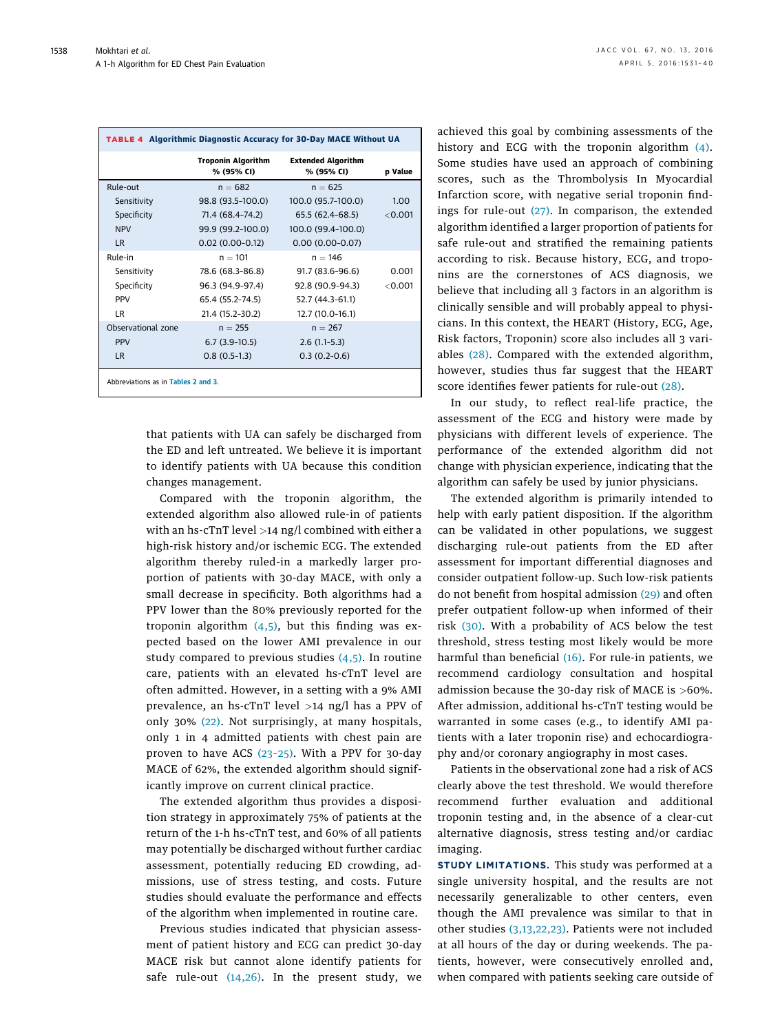**TABLE 4 Algorithmic Diagnostic Accuracy for 30-Day MACE Without UA**

| | Troponin Algorithm % (95% CI) | Extended Algorithm % (95% CI) | p Value |
|---|---|---|---|
| Rule-out | n = 682 | n = 625 | |
| Sensitivity | 98.8 (93.5–100.0) | 100.0 (95.7–100.0) | 1.00 |
| Specificity | 71.4 (68.4–74.2) | 65.5 (62.4–68.5) | <0.001 |
| NPV | 99.9 (99.2–100.0) | 100.0 (99.4–100.0) | |
| LR | 0.02 (0.00–0.12) | 0.00 (0.00–0.07) | |
| Rule-in | n = 101 | n = 146 | |
| Sensitivity | 78.6 (68.3–86.8) | 91.7 (83.6–96.6) | 0.001 |
| Specificity | 96.3 (94.9–97.4) | 92.8 (90.9–94.3) | <0.001 |
| PPV | 65.4 (55.2–74.5) | 52.7 (44.3–61.1) | |
| LR | 21.4 (15.2–30.2) | 12.7 (10.0–16.1) | |
| Observational zone | n = 255 | n = 267 | |
| PPV | 6.7 (3.9–10.5) | 2.6 (1.1–5.3) | |
| LR | 0.8 (0.5–1.3) | 0.3 (0.2–0.6) | |

Abbreviations as in Tables 2 and 3.

that patients with UA can safely be discharged from the ED and left untreated. We believe it is important to identify patients with UA because this condition changes management.

Compared with the troponin algorithm, the extended algorithm also allowed rule-in of patients with an hs-cTnT level >14 ng/l combined with either a high-risk history and/or ischemic ECG. The extended algorithm thereby ruled-in a markedly larger proportion of patients with 30-day MACE, with only a small decrease in specificity. Both algorithms had a PPV lower than the 80% previously reported for the troponin algorithm (4,5), but this finding was expected based on the lower AMI prevalence in our study compared to previous studies (4,5). In routine care, patients with an elevated hs-cTnT level are often admitted. However, in a setting with a 9% AMI prevalence, an hs-cTnT level >14 ng/l has a PPV of only 30% (22). Not surprisingly, at many hospitals, only 1 in 4 admitted patients with chest pain are proven to have ACS (23–25). With a PPV for 30-day MACE of 62%, the extended algorithm should significantly improve on current clinical practice.

The extended algorithm thus provides a disposition strategy in approximately 75% of patients at the return of the 1-h hs-cTnT test, and 60% of all patients may potentially be discharged without further cardiac assessment, potentially reducing ED crowding, admissions, use of stress testing, and costs. Future studies should evaluate the performance and effects of the algorithm when implemented in routine care.

Previous studies indicated that physician assessment of patient history and ECG can predict 30-day MACE risk but cannot alone identify patients for safe rule-out (14,26). In the present study, we achieved this goal by combining assessments of the history and ECG with the troponin algorithm (4). Some studies have used an approach of combining scores, such as the Thrombolysis In Myocardial Infarction score, with negative serial troponin findings for rule-out (27). In comparison, the extended algorithm identified a larger proportion of patients for safe rule-out and stratified the remaining patients according to risk. Because history, ECG, and troponins are the cornerstones of ACS diagnosis, we believe that including all 3 factors in an algorithm is clinically sensible and will probably appeal to physicians. In this context, the HEART (History, ECG, Age, Risk factors, Troponin) score also includes all 3 variables (28). Compared with the extended algorithm, however, studies thus far suggest that the HEART score identifies fewer patients for rule-out (28).

In our study, to reflect real-life practice, the assessment of the ECG and history were made by physicians with different levels of experience. The performance of the extended algorithm did not change with physician experience, indicating that the algorithm can safely be used by junior physicians.

The extended algorithm is primarily intended to help with early patient disposition. If the algorithm can be validated in other populations, we suggest discharging rule-out patients from the ED after assessment for important differential diagnoses and consider outpatient follow-up. Such low-risk patients do not benefit from hospital admission (29) and often prefer outpatient follow-up when informed of their risk (30). With a probability of ACS below the test threshold, stress testing most likely would be more harmful than beneficial (16). For rule-in patients, we recommend cardiology consultation and hospital admission because the 30-day risk of MACE is >60%. After admission, additional hs-cTnT testing would be warranted in some cases (e.g., to identify AMI patients with a later troponin rise) and echocardiography and/or coronary angiography in most cases.

Patients in the observational zone had a risk of ACS clearly above the test threshold. We would therefore recommend further evaluation and additional troponin testing and, in the absence of a clear-cut alternative diagnosis, stress testing and/or cardiac imaging.

**STUDY LIMITATIONS.** This study was performed at a single university hospital, and the results are not necessarily generalizable to other centers, even though the AMI prevalence was similar to that in other studies (3,13,22,23). Patients were not included at all hours of the day or during weekends. The patients, however, were consecutively enrolled and, when compared with patients seeking care outside of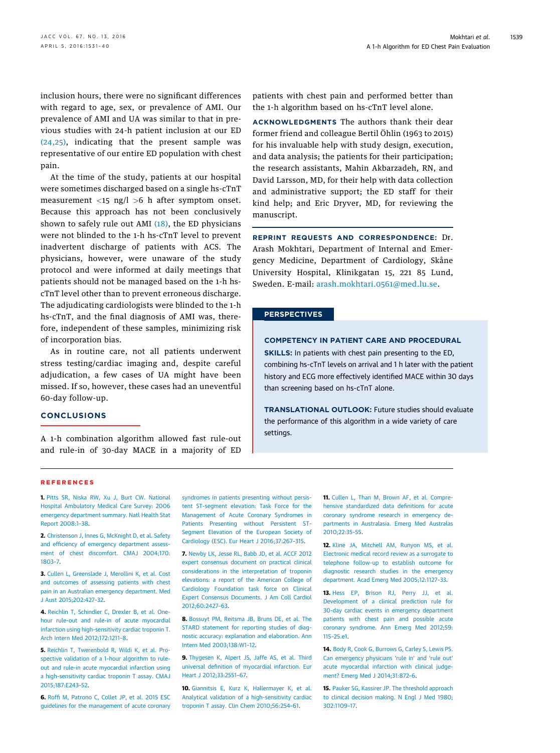inclusion hours, there were no significant differences with regard to age, sex, or prevalence of AMI. Our prevalence of AMI and UA was similar to that in previous studies with 24-h patient inclusion at our ED (24,25), indicating that the present sample was representative of our entire ED population with chest pain.

At the time of the study, patients at our hospital were sometimes discharged based on a single hs-cTnT measurement <15 ng/l >6 h after symptom onset. Because this approach has not been conclusively shown to safely rule out AMI (18), the ED physicians were not blinded to the 1-h hs-cTnT level to prevent inadvertent discharge of patients with ACS. The physicians, however, were unaware of the study protocol and were informed at daily meetings that patients should not be managed based on the 1-h hs-cTnT level other than to prevent erroneous discharge. The adjudicating cardiologists were blinded to the 1-h hs-cTnT, and the final diagnosis of AMI was, therefore, independent of these samples, minimizing risk of incorporation bias.

As in routine care, not all patients underwent stress testing/cardiac imaging and, despite careful adjudication, a few cases of UA might have been missed. If so, however, these cases had an uneventful 60-day follow-up.

## CONCLUSIONS

A 1-h combination algorithm allowed fast rule-out and rule-in of 30-day MACE in a majority of ED patients with chest pain and performed better than the 1-h algorithm based on hs-cTnT level alone.

**ACKNOWLEDGMENTS** The authors thank their dear former friend and colleague Bertil Öhlin (1963 to 2015) for his invaluable help with study design, execution, and data analysis; the patients for their participation; the research assistants, Mahin Akbarzadeh, RN, and David Larsson, MD, for their help with data collection and administrative support; the ED staff for their kind help; and Eric Dryver, MD, for reviewing the manuscript.

**REPRINT REQUESTS AND CORRESPONDENCE:** Dr. Arash Mokhtari, Department of Internal and Emergency Medicine, Department of Cardiology, Skåne University Hospital, Klinikgatan 15, 221 85 Lund, Sweden. E-mail: arash.mokhtari.0561@med.lu.se.

## PERSPECTIVES

**COMPETENCY IN PATIENT CARE AND PROCEDURAL SKILLS:** In patients with chest pain presenting to the ED, combining hs-cTnT levels on arrival and 1 h later with the patient history and ECG more effectively identified MACE within 30 days than screening based on hs-cTnT alone.

**TRANSLATIONAL OUTLOOK:** Future studies should evaluate the performance of this algorithm in a wide variety of care settings.

## REFERENCES

1. Pitts SR, Niska RW, Xu J, Burt CW. National Hospital Ambulatory Medical Care Survey: 2006 emergency department summary. Natl Health Stat Report 2008:1–38.

2. Christenson J, Innes G, McKnight D, et al. Safety and efficiency of emergency department assessment of chest discomfort. CMAJ 2004;170:1803–7.

3. Cullen L, Greenslade J, Merollini K, et al. Cost and outcomes of assessing patients with chest pain in an Australian emergency department. Med J Aust 2015;202:427–32.

4. Reichlin T, Schindler C, Drexler B, et al. One-hour rule-out and rule-in of acute myocardial infarction using high-sensitivity cardiac troponin T. Arch Intern Med 2012;172:1211–8.

5. Reichlin T, Twerenbold R, Wildi K, et al. Prospective validation of a 1-hour algorithm to rule-out and rule-in acute myocardial infarction using a high-sensitivity cardiac troponin T assay. CMAJ 2015;187:E243–52.

6. Roffi M, Patrono C, Collet JP, et al. 2015 ESC guidelines for the management of acute coronary syndromes in patients presenting without persistent ST-segment elevation: Task Force for the Management of Acute Coronary Syndromes in Patients Presenting without Persistent ST-Segment Elevation of the European Society of Cardiology (ESC). Eur Heart J 2016;37:267–315.

7. Newby LK, Jesse RL, Babb JD, et al. ACCF 2012 expert consensus document on practical clinical considerations in the interpretation of troponin elevations: a report of the American College of Cardiology Foundation task force on Clinical Expert Consensus Documents. J Am Coll Cardiol 2012;60:2427–63.

8. Bossuyt PM, Reitsma JB, Bruns DE, et al. The STARD statement for reporting studies of diagnostic accuracy: explanation and elaboration. Ann Intern Med 2003;138:W1–12.

9. Thygesen K, Alpert JS, Jaffe AS, et al. Third universal definition of myocardial infarction. Eur Heart J 2012;33:2551–67.

10. Giannitsis E, Kurz K, Hallermayer K, et al. Analytical validation of a high-sensitivity cardiac troponin T assay. Clin Chem 2010;56:254–61.

11. Cullen L, Than M, Brown AF, et al. Comprehensive standardized data definitions for acute coronary syndrome research in emergency departments in Australasia. Emerg Med Australas 2010;22:35–55.

12. Kline JA, Mitchell AM, Runyon MS, et al. Electronic medical record review as a surrogate to telephone follow-up to establish outcome for diagnostic research studies in the emergency department. Acad Emerg Med 2005;12:1127–33.

13. Hess EP, Brison RJ, Perry JJ, et al. Development of a clinical prediction rule for 30-day cardiac events in emergency department patients with chest pain and possible acute coronary syndrome. Ann Emerg Med 2012;59:115–25.e1.

14. Body R, Cook G, Burrows G, Carley S, Lewis PS. Can emergency physicians 'rule in' and 'rule out' acute myocardial infarction with clinical judgement? Emerg Med J 2014;31:872–6.

15. Pauker SG, Kassirer JP. The threshold approach to clinical decision making. N Engl J Med 1980;302:1109–17.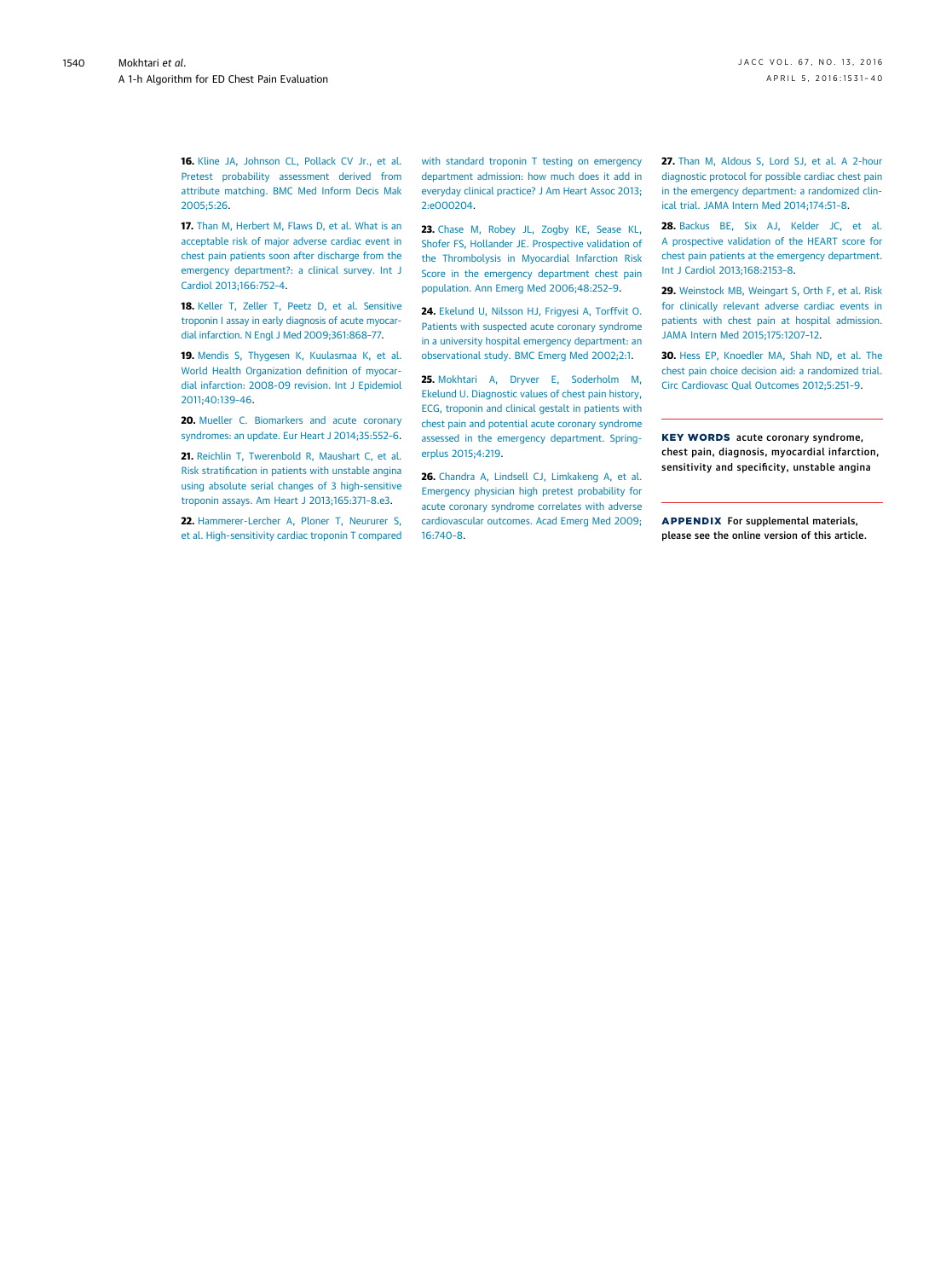16. Kline JA, Johnson CL, Pollack CV Jr., et al. Pretest probability assessment derived from attribute matching. BMC Med Inform Decis Mak 2005;5:26.

17. Than M, Herbert M, Flaws D, et al. What is an acceptable risk of major adverse cardiac event in chest pain patients soon after discharge from the emergency department?: a clinical survey. Int J Cardiol 2013;166:752–4.

18. Keller T, Zeller T, Peetz D, et al. Sensitive troponin I assay in early diagnosis of acute myocardial infarction. N Engl J Med 2009;361:868–77.

19. Mendis S, Thygesen K, Kuulasmaa K, et al. World Health Organization definition of myocardial infarction: 2008-09 revision. Int J Epidemiol 2011;40:139–46.

20. Mueller C. Biomarkers and acute coronary syndromes: an update. Eur Heart J 2014;35:552–6.

21. Reichlin T, Twerenbold R, Maushart C, et al. Risk stratification in patients with unstable angina using absolute serial changes of 3 high-sensitive troponin assays. Am Heart J 2013;165:371–8.e3.

22. Hammerer-Lercher A, Ploner T, Neururer S, et al. High-sensitivity cardiac troponin T compared with standard troponin T testing on emergency department admission: how much does it add in everyday clinical practice? J Am Heart Assoc 2013;2:e000204.

23. Chase M, Robey JL, Zogby KE, Sease KL, Shofer FS, Hollander JE. Prospective validation of the Thrombolysis in Myocardial Infarction Risk Score in the emergency department chest pain population. Ann Emerg Med 2006;48:252–9.

24. Ekelund U, Nilsson HJ, Frigyesi A, Torffvit O. Patients with suspected acute coronary syndrome in a university hospital emergency department: an observational study. BMC Emerg Med 2002;2:1.

25. Mokhtari A, Dryver E, Soderholm M, Ekelund U. Diagnostic values of chest pain history, ECG, troponin and clinical gestalt in patients with chest pain and potential acute coronary syndrome assessed in the emergency department. Springerplus 2015;4:219.

26. Chandra A, Lindsell CJ, Limkakeng A, et al. Emergency physician high pretest probability for acute coronary syndrome correlates with adverse cardiovascular outcomes. Acad Emerg Med 2009;16:740–8.

27. Than M, Aldous S, Lord SJ, et al. A 2-hour diagnostic protocol for possible cardiac chest pain in the emergency department: a randomized clinical trial. JAMA Intern Med 2014;174:51–8.

28. Backus BE, Six AJ, Kelder JC, et al. A prospective validation of the HEART score for chest pain patients at the emergency department. Int J Cardiol 2013;168:2153–8.

29. Weinstock MB, Weingart S, Orth F, et al. Risk for clinically relevant adverse cardiac events in patients with chest pain at hospital admission. JAMA Intern Med 2015;175:1207–12.

30. Hess EP, Knoedler MA, Shah ND, et al. The chest pain choice decision aid: a randomized trial. Circ Cardiovasc Qual Outcomes 2012;5:251–9.

**KEY WORDS** acute coronary syndrome, chest pain, diagnosis, myocardial infarction, sensitivity and specificity, unstable angina

**APPENDIX** For supplemental materials, please see the online version of this article.